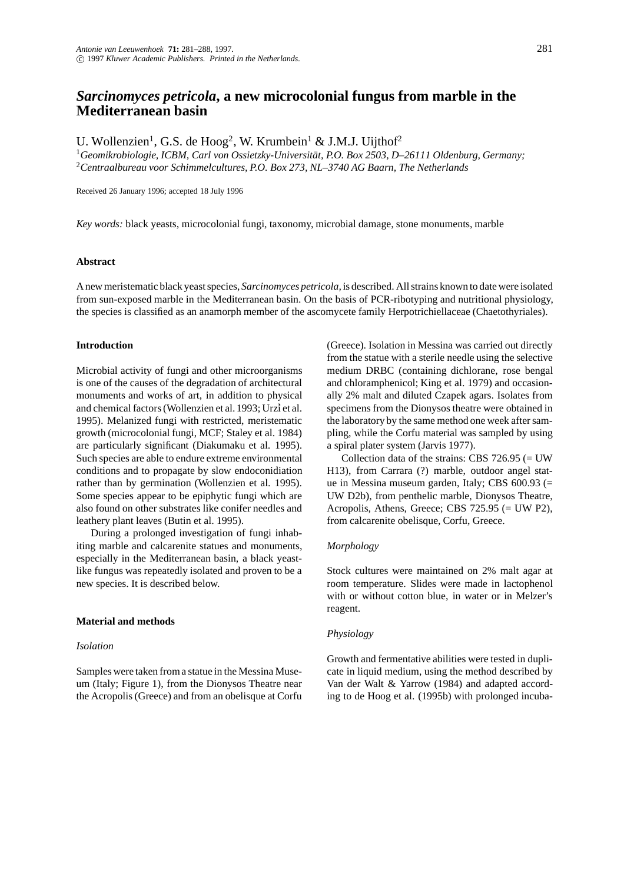# *Sarcinomyces petricola*, a new microcolonial fungus from marble in the Mediterranean basin

U. Wollenzien[1], G.S. de Hoog[2], W. Krumbein[1] & J.M.J. Uijthof[2]

[1]*Geomikrobiologie, ICBM, Carl von Ossietzky-Universität, P.O. Box 2503, D–26111 Oldenburg, Germany;*
[2]*Centraalbureau voor Schimmelcultures, P.O. Box 273, NL–3740 AG Baarn, The Netherlands*

Received 26 January 1996; accepted 18 July 1996

*Key words:* black yeasts, microcolonial fungi, taxonomy, microbial damage, stone monuments, marble

### Abstract

A new meristematic black yeast species, *Sarcinomyces petricola*, is described. All strains known to date were isolated from sun-exposed marble in the Mediterranean basin. On the basis of PCR-ribotyping and nutritional physiology, the species is classified as an anamorph member of the ascomycete family Herpotrichiellaceae (Chaetothyriales).

### Introduction

Microbial activity of fungi and other microorganisms is one of the causes of the degradation of architectural monuments and works of art, in addition to physical and chemical factors (Wollenzien et al. 1993; Urzì et al. 1995). Melanized fungi with restricted, meristematic growth (microcolonial fungi, MCF; Staley et al. 1984) are particularly significant (Diakumaku et al. 1995). Such species are able to endure extreme environmental conditions and to propagate by slow endoconidiation rather than by germination (Wollenzien et al. 1995). Some species appear to be epiphytic fungi which are also found on other substrates like conifer needles and leathery plant leaves (Butin et al. 1995).

During a prolonged investigation of fungi inhabiting marble and calcarenite statues and monuments, especially in the Mediterranean basin, a black yeast-like fungus was repeatedly isolated and proven to be a new species. It is described below.

### Material and methods

#### *Isolation*

Samples were taken from a statue in the Messina Museum (Italy; Figure 1), from the Dionysos Theatre near the Acropolis (Greece) and from an obelisque at Corfu (Greece). Isolation in Messina was carried out directly from the statue with a sterile needle using the selective medium DRBC (containing dichlorane, rose bengal and chloramphenicol; King et al. 1979) and occasionally 2% malt and diluted Czapek agars. Isolates from specimens from the Dionysos theatre were obtained in the laboratory by the same method one week after sampling, while the Corfu material was sampled by using a spiral plater system (Jarvis 1977).

Collection data of the strains: CBS 726.95 (= UW H13), from Carrara (?) marble, outdoor angel statue in Messina museum garden, Italy; CBS 600.93 (= UW D2b), from penthelic marble, Dionysos Theatre, Acropolis, Athens, Greece; CBS 725.95 (= UW P2), from calcarenite obelisque, Corfu, Greece.

#### *Morphology*

Stock cultures were maintained on 2% malt agar at room temperature. Slides were made in lactophenol with or without cotton blue, in water or in Melzer's reagent.

#### *Physiology*

Growth and fermentative abilities were tested in duplicate in liquid medium, using the method described by Van der Walt & Yarrow (1984) and adapted according to de Hoog et al. (1995b) with prolonged incuba-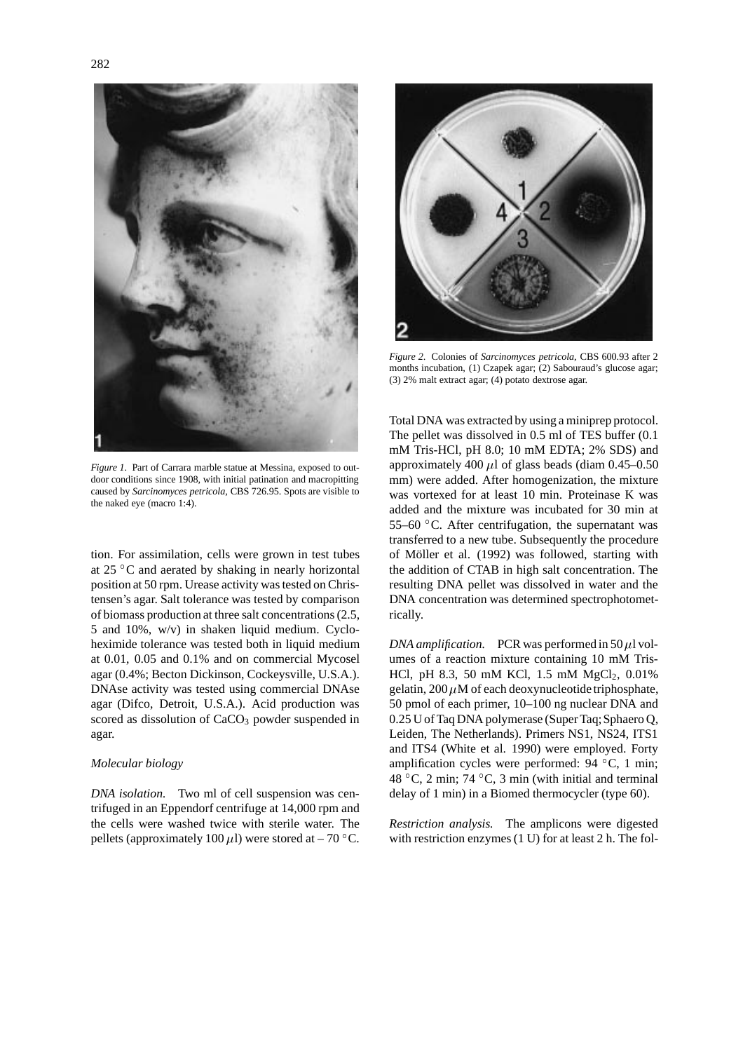*Figure 1.* Part of Carrara marble statue at Messina, exposed to outdoor conditions since 1908, with initial patination and macropitting caused by *Sarcinomyces petricola*, CBS 726.95. Spots are visible to the naked eye (macro 1:4).

*Figure 2.* Colonies of *Sarcinomyces petricola*, CBS 600.93 after 2 months incubation, (1) Czapek agar; (2) Sabouraud's glucose agar; (3) 2% malt extract agar; (4) potato dextrose agar.

tion. For assimilation, cells were grown in test tubes at 25 °C and aerated by shaking in nearly horizontal position at 50 rpm. Urease activity was tested on Christensen's agar. Salt tolerance was tested by comparison of biomass production at three salt concentrations (2.5, 5 and 10%, w/v) in shaken liquid medium. Cycloheximide tolerance was tested both in liquid medium at 0.01, 0.05 and 0.1% and on commercial Mycosel agar (0.4%; Becton Dickinson, Cockeysville, U.S.A.). DNAse activity was tested using commercial DNAse agar (Difco, Detroit, U.S.A.). Acid production was scored as dissolution of $CaCO_3$ powder suspended in agar.

### *Molecular biology*

*DNA isolation.* Two ml of cell suspension was centrifuged in an Eppendorf centrifuge at 14,000 rpm and the cells were washed twice with sterile water. The pellets (approximately 100 $\mu$l) were stored at – 70 °C.

Total DNA was extracted by using a miniprep protocol. The pellet was dissolved in 0.5 ml of TES buffer (0.1 mM Tris-HCl, pH 8.0; 10 mM EDTA; 2% SDS) and approximately 400 $\mu$l of glass beads (diam 0.45–0.50 mm) were added. After homogenization, the mixture was vortexed for at least 10 min. Proteinase K was added and the mixture was incubated for 30 min at 55–60 °C. After centrifugation, the supernatant was transferred to a new tube. Subsequently the procedure of Möller et al. (1992) was followed, starting with the addition of CTAB in high salt concentration. The resulting DNA pellet was dissolved in water and the DNA concentration was determined spectrophotometrically.

*DNA amplification.* PCR was performed in 50 $\mu$l volumes of a reaction mixture containing 10 mM Tris-HCl, pH 8.3, 50 mM KCl, 1.5 mM $MgCl_2$, 0.01% gelatin, 200 $\mu$M of each deoxynucleotide triphosphate, 50 pmol of each primer, 10–100 ng nuclear DNA and 0.25 U of Taq DNA polymerase (Super Taq; Sphaero Q, Leiden, The Netherlands). Primers NS1, NS24, ITS1 and ITS4 (White et al. 1990) were employed. Forty amplification cycles were performed: 94 °C, 1 min; 48 °C, 2 min; 74 °C, 3 min (with initial and terminal delay of 1 min) in a Biomed thermocycler (type 60).

*Restriction analysis.* The amplicons were digested with restriction enzymes (1 U) for at least 2 h. The fol-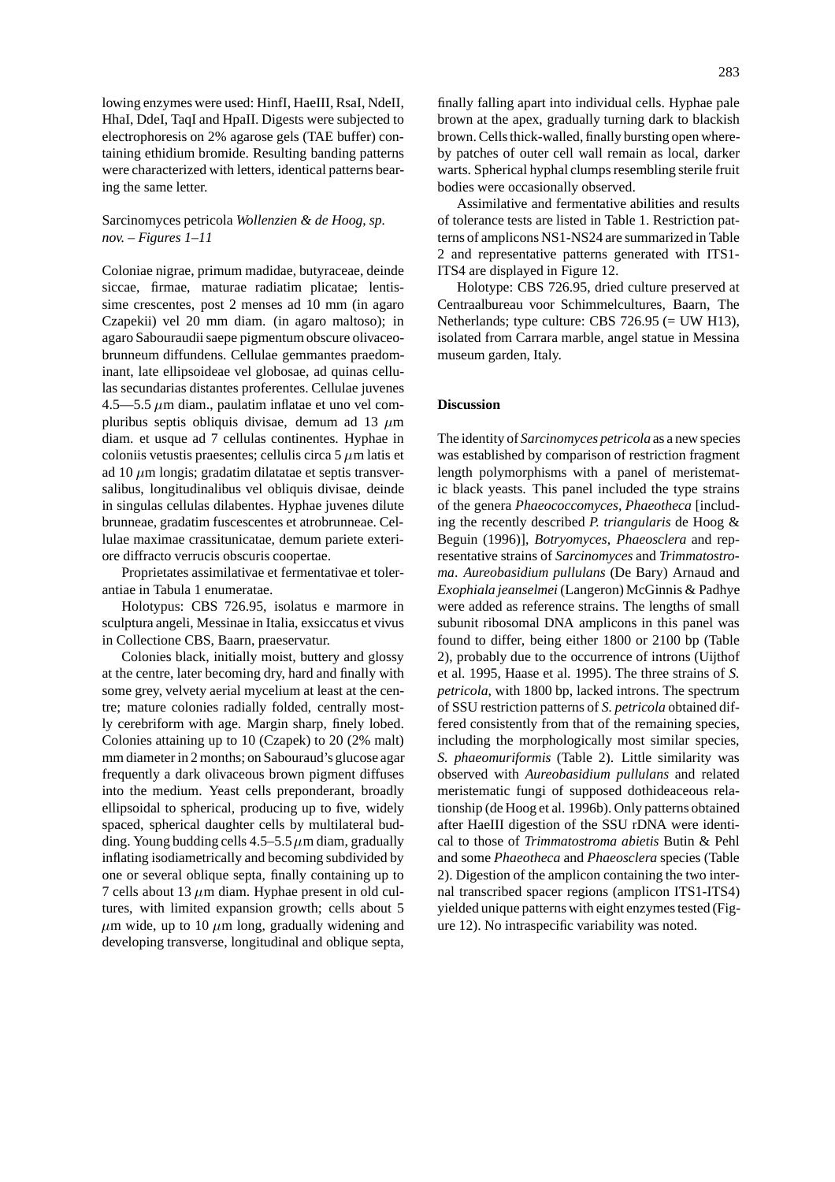lowing enzymes were used: HinfI, HaeIII, RsaI, NdeII, HhaI, DdeI, TaqI and HpaII. Digests were subjected to electrophoresis on 2% agarose gels (TAE buffer) containing ethidium bromide. Resulting banding patterns were characterized with letters, identical patterns bearing the same letter.

Sarcinomyces petricola *Wollenzien & de Hoog, sp. nov. – Figures 1–11*

Coloniae nigrae, primum madidae, butyraceae, deinde siccae, firmae, maturae radiatim plicatae; lentissime crescentes, post 2 menses ad 10 mm (in agaro Czapekii) vel 20 mm diam. (in agaro maltoso); in agaro Sabouraudii saepe pigmentum obscure olivaceobrunneum diffundens. Cellulae gemmantes praedominant, late ellipsoideae vel globosae, ad quinas cellulas secundarias distantes proferentes. Cellulae juvenes 4.5—5.5 $\mu$m diam., paulatim inflatae et uno vel compluribus septis obliquis divisae, demum ad 13 $\mu$m diam. et usque ad 7 cellulas continentes. Hyphae in coloniis vetustis praesentes; cellulis circa 5 $\mu$m latis et ad 10 $\mu$m longis; gradatim dilatatae et septis transversalibus, longitudinalibus vel obliquis divisae, deinde in singulas cellulas dilabentes. Hyphae juvenes dilute brunneae, gradatim fuscescentes et atrobrunneae. Cellulae maximae crassitunicatae, demum pariete exteriore diffracto verrucis obscuris coopertae.

Proprietates assimilativae et fermentativae et tolerantiae in Tabula 1 enumeratae.

Holotypus: CBS 726.95, isolatus e marmore in sculptura angeli, Messinae in Italia, exsiccatus et vivus in Collectione CBS, Baarn, praeservatur.

Colonies black, initially moist, buttery and glossy at the centre, later becoming dry, hard and finally with some grey, velvety aerial mycelium at least at the centre; mature colonies radially folded, centrally mostly cerebriform with age. Margin sharp, finely lobed. Colonies attaining up to 10 (Czapek) to 20 (2% malt) mm diameter in 2 months; on Sabouraud's glucose agar frequently a dark olivaceous brown pigment diffuses into the medium. Yeast cells preponderant, broadly ellipsoidal to spherical, producing up to five, widely spaced, spherical daughter cells by multilateral budding. Young budding cells 4.5–5.5 $\mu$m diam, gradually inflating isodiametrically and becoming subdivided by one or several oblique septa, finally containing up to 7 cells about 13 $\mu$m diam. Hyphae present in old cultures, with limited expansion growth; cells about 5 $\mu$m wide, up to 10 $\mu$m long, gradually widening and developing transverse, longitudinal and oblique septa, finally falling apart into individual cells. Hyphae pale brown at the apex, gradually turning dark to blackish brown. Cells thick-walled, finally bursting open whereby patches of outer cell wall remain as local, darker warts. Spherical hyphal clumps resembling sterile fruit bodies were occasionally observed.

Assimilative and fermentative abilities and results of tolerance tests are listed in Table 1. Restriction patterns of amplicons NS1-NS24 are summarized in Table 2 and representative patterns generated with ITS1-ITS4 are displayed in Figure 12.

Holotype: CBS 726.95, dried culture preserved at Centraalbureau voor Schimmelcultures, Baarn, The Netherlands; type culture: CBS 726.95 (= UW H13), isolated from Carrara marble, angel statue in Messina museum garden, Italy.

## Discussion

The identity of *Sarcinomyces petricola* as a new species was established by comparison of restriction fragment length polymorphisms with a panel of meristematic black yeasts. This panel included the type strains of the genera *Phaeococcomyces*, *Phaeotheca* [including the recently described *P. triangularis* de Hoog & Beguin (1996)], *Botryomyces*, *Phaeosclera* and representative strains of *Sarcinomyces* and *Trimmatostroma*. *Aureobasidium pullulans* (De Bary) Arnaud and *Exophiala jeanselmei* (Langeron) McGinnis & Padhye were added as reference strains. The lengths of small subunit ribosomal DNA amplicons in this panel was found to differ, being either 1800 or 2100 bp (Table 2), probably due to the occurrence of introns (Uijthof et al. 1995, Haase et al. 1995). The three strains of *S. petricola*, with 1800 bp, lacked introns. The spectrum of SSU restriction patterns of *S. petricola* obtained differed consistently from that of the remaining species, including the morphologically most similar species, *S. phaeomuriformis* (Table 2). Little similarity was observed with *Aureobasidium pullulans* and related meristematic fungi of supposed dothideaceous relationship (de Hoog et al. 1996b). Only patterns obtained after HaeIII digestion of the SSU rDNA were identical to those of *Trimmatostroma abietis* Butin & Pehl and some *Phaeotheca* and *Phaeosclera* species (Table 2). Digestion of the amplicon containing the two internal transcribed spacer regions (amplicon ITS1-ITS4) yielded unique patterns with eight enzymes tested (Figure 12). No intraspecific variability was noted.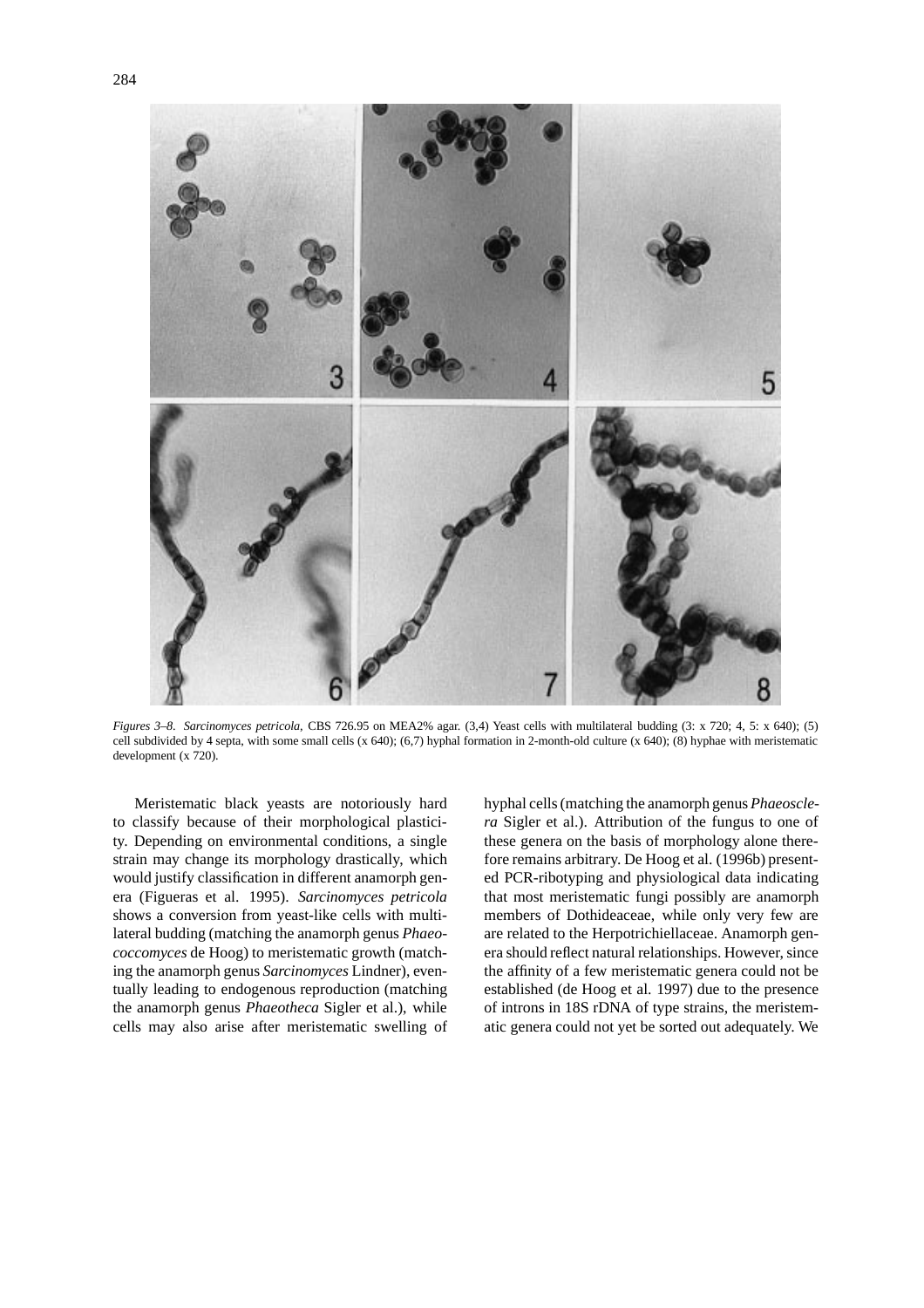*Figures 3–8. Sarcinomyces petricola,* CBS 726.95 on MEA2% agar. (3,4) Yeast cells with multilateral budding (3: x 720; 4, 5: x 640); (5) cell subdivided by 4 septa, with some small cells (x 640); (6,7) hyphal formation in 2-month-old culture (x 640); (8) hyphae with meristematic development (x 720).

Meristematic black yeasts are notoriously hard to classify because of their morphological plasticity. Depending on environmental conditions, a single strain may change its morphology drastically, which would justify classification in different anamorph genera (Figueras et al. 1995). *Sarcinomyces petricola* shows a conversion from yeast-like cells with multilateral budding (matching the anamorph genus *Phaeococcomyces* de Hoog) to meristematic growth (matching the anamorph genus *Sarcinomyces* Lindner), eventually leading to endogenous reproduction (matching the anamorph genus *Phaeotheca* Sigler et al.), while cells may also arise after meristematic swelling of hyphal cells (matching the anamorph genus *Phaeosclera* Sigler et al.). Attribution of the fungus to one of these genera on the basis of morphology alone therefore remains arbitrary. De Hoog et al. (1996b) presented PCR-ribotyping and physiological data indicating that most meristematic fungi possibly are anamorph members of Dothideaceae, while only very few are are related to the Herpotrichiellaceae. Anamorph genera should reflect natural relationships. However, since the affinity of a few meristematic genera could not be established (de Hoog et al. 1997) due to the presence of introns in 18S rDNA of type strains, the meristematic genera could not yet be sorted out adequately. We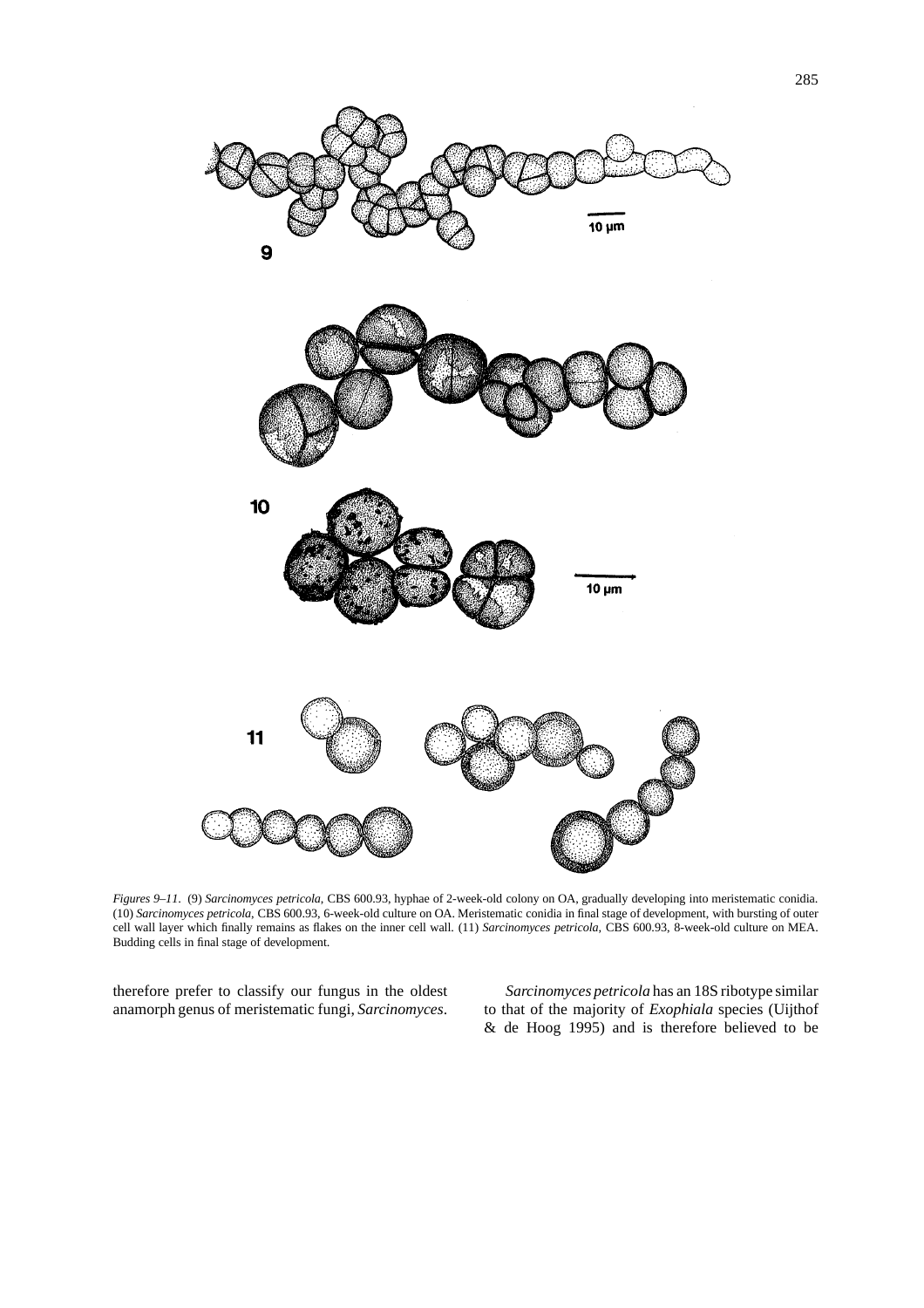9

10 µm

10

10 µm

11

*Figures 9–11*. (9) *Sarcinomyces petricola*, CBS 600.93, hyphae of 2-week-old colony on OA, gradually developing into meristematic conidia. (10) *Sarcinomyces petricola*, CBS 600.93, 6-week-old culture on OA. Meristematic conidia in final stage of development, with bursting of outer cell wall layer which finally remains as flakes on the inner cell wall. (11) *Sarcinomyces petricola*, CBS 600.93, 8-week-old culture on MEA. Budding cells in final stage of development.

therefore prefer to classify our fungus in the oldest anamorph genus of meristematic fungi, *Sarcinomyces*.

*Sarcinomyces petricola* has an 18S ribotype similar to that of the majority of *Exophiala* species (Uijthof & de Hoog 1995) and is therefore believed to be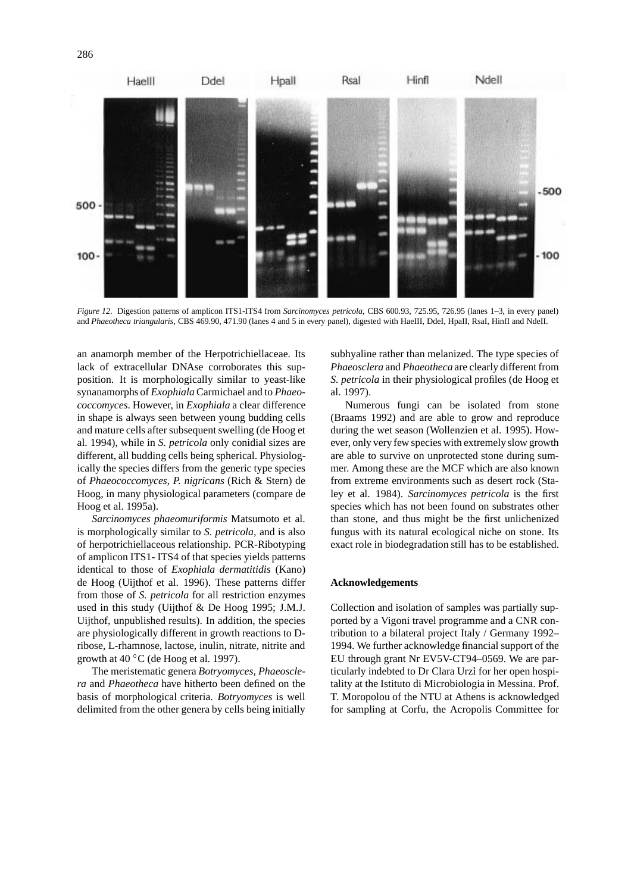HaeIII DdeI HpaII RsaI HinfI NdeII

500 -

100 -

-500

-100

*Figure 12.* Digestion patterns of amplicon ITS1-ITS4 from *Sarcinomyces petricola*, CBS 600.93, 725.95, 726.95 (lanes 1–3, in every panel) and *Phaeotheca triangularis*, CBS 469.90, 471.90 (lanes 4 and 5 in every panel), digested with HaeIII, DdeI, HpaII, RsaI, HinfI and NdeII.

an anamorph member of the Herpotrichiellaceae. Its lack of extracellular DNAse corroborates this supposition. It is morphologically similar to yeast-like synanamorphs of *Exophiala* Carmichael and to *Phaeococcomyces*. However, in *Exophiala* a clear difference in shape is always seen between young budding cells and mature cells after subsequent swelling (de Hoog et al. 1994), while in *S. petricola* only conidial sizes are different, all budding cells being spherical. Physiologically the species differs from the generic type species of *Phaeococcomyces*, *P. nigricans* (Rich & Stern) de Hoog, in many physiological parameters (compare de Hoog et al. 1995a).

*Sarcinomyces phaeomuriformis* Matsumoto et al. is morphologically similar to *S. petricola,* and is also of herpotrichiellaceous relationship. PCR-Ribotyping of amplicon ITS1- ITS4 of that species yields patterns identical to those of *Exophiala dermatitidis* (Kano) de Hoog (Uijthof et al. 1996). These patterns differ from those of *S. petricola* for all restriction enzymes used in this study (Uijthof & De Hoog 1995; J.M.J. Uijthof, unpublished results). In addition, the species are physiologically different in growth reactions to D-ribose, L-rhamnose, lactose, inulin, nitrate, nitrite and growth at 40 °C (de Hoog et al. 1997).

The meristematic genera *Botryomyces*, *Phaeosclera* and *Phaeotheca* have hitherto been defined on the basis of morphological criteria. *Botryomyces* is well delimited from the other genera by cells being initially subhyaline rather than melanized. The type species of *Phaeosclera* and *Phaeotheca* are clearly different from *S. petricola* in their physiological profiles (de Hoog et al. 1997).

Numerous fungi can be isolated from stone (Braams 1992) and are able to grow and reproduce during the wet season (Wollenzien et al. 1995). However, only very few species with extremely slow growth are able to survive on unprotected stone during summer. Among these are the MCF which are also known from extreme environments such as desert rock (Staley et al. 1984). *Sarcinomyces petricola* is the first species which has not been found on substrates other than stone, and thus might be the first unlichenized fungus with its natural ecological niche on stone. Its exact role in biodegradation still has to be established.

## Acknowledgements

Collection and isolation of samples was partially supported by a Vigoni travel programme and a CNR contribution to a bilateral project Italy / Germany 1992–1994. We further acknowledge financial support of the EU through grant Nr EV5V-CT94–0569. We are particularly indebted to Dr Clara Urzì for her open hospitality at the Istituto di Microbiologia in Messina. Prof. T. Moropolou of the NTU at Athens is acknowledged for sampling at Corfu, the Acropolis Committee for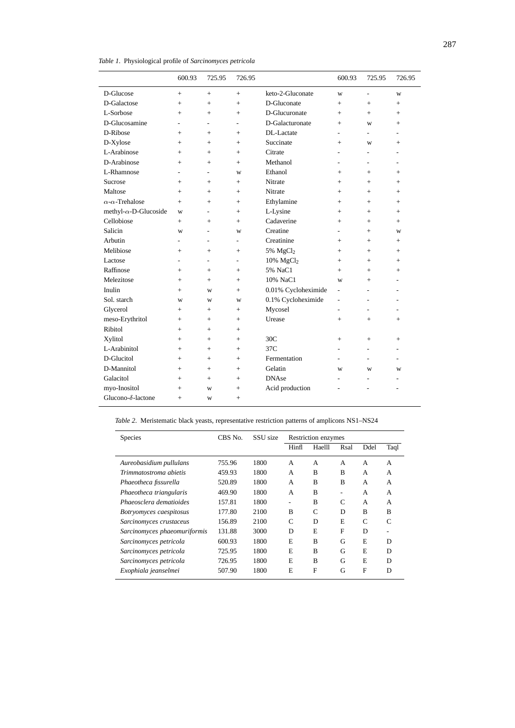*Table 1*. Physiological profile of *Sarcinomyces petricola*

| | 600.93 | 725.95 | 726.95 | | 600.93 | 725.95 | 726.95 |
|---|---|---|---|---|---|---|---|
| D-Glucose | + | + | + | keto-2-Gluconate | w | - | w |
| D-Galactose | + | + | + | D-Gluconate | + | + | + |
| L-Sorbose | + | + | + | D-Glucuronate | + | + | + |
| D-Glucosamine | - | - | - | D-Galacturonate | + | w | + |
| D-Ribose | + | + | + | DL-Lactate | - | - | - |
| D-Xylose | + | + | + | Succinate | + | w | + |
| L-Arabinose | + | + | + | Citrate | - | - | - |
| D-Arabinose | + | + | + | Methanol | - | - | - |
| L-Rhamnose | - | - | w | Ethanol | + | + | + |
| Sucrose | + | + | + | Nitrate | + | + | + |
| Maltose | + | + | + | Nitrate | + | + | + |
| $\alpha$-$\alpha$-Trehalose | + | + | + | Ethylamine | + | + | + |
| methyl-$\alpha$-D-Glucoside | w | - | + | L-Lysine | + | + | + |
| Cellobiose | + | + | + | Cadaverine | + | + | + |
| Salicin | w | - | w | Creatine | - | + | w |
| Arbutin | - | - | - | Creatinine | + | + | + |
| Melibiose | + | + | + | 5% $MgCl_2$ | + | + | + |
| Lactose | - | - | - | 10% $MgCl_2$ | + | + | + |
| Raffinose | + | + | + | 5% NaC1 | + | + | + |
| Melezitose | + | + | + | 10% NaC1 | w | + | - |
| Inulin | + | w | + | 0.01% Cycloheximide | - | - | - |
| Sol. starch | w | w | w | 0.1% Cycloheximide | - | - | - |
| Glycerol | + | + | + | Mycosel | - | - | - |
| meso-Erythritol | + | + | + | Urease | + | + | + |
| Ribitol | + | + | + | | | | |
| Xylitol | + | + | + | 30C | + | + | + |
| L-Arabinitol | + | + | + | 37C | - | - | - |
| D-Glucitol | + | + | + | Fermentation | - | - | - |
| D-Mannitol | + | + | + | Gelatin | w | w | w |
| Galacitol | + | + | + | DNAse | - | - | - |
| myo-Inositol | + | w | + | Acid production | - | - | - |
| Glucono-$\delta$-lactone | + | w | + | | | | |

*Table 2*. Meristematic black yeasts, representative restriction patterns of amplicons NS1–NS24

| Species | CBS No. | SSU size | Restriction enzymes | | | | |
|---|---|---|---|---|---|---|---|
| | | | HinfI | HaeIII | RsaI | DdeI | TaqI |
| *Aureobasidium pullulans* | 755.96 | 1800 | A | A | A | A | A |
| *Trimmatostroma abietis* | 459.93 | 1800 | A | B | B | A | A |
| *Phaeotheca fissurella* | 520.89 | 1800 | A | B | B | A | A |
| *Phaeotheca triangularis* | 469.90 | 1800 | A | B | - | A | A |
| *Phaeosclera dematioides* | 157.81 | 1800 | - | B | C | A | A |
| *Botryomyces caespitosus* | 177.80 | 2100 | B | C | D | B | B |
| *Sarcinomyces crustaceus* | 156.89 | 2100 | C | D | E | C | C |
| *Sarcinomyces phaeomuriformis* | 131.88 | 3000 | D | E | F | D | - |
| *Sarcinomyces petricola* | 600.93 | 1800 | E | B | G | E | D |
| *Sarcinomyces petricola* | 725.95 | 1800 | E | B | G | E | D |
| *Sarcinomyces petricola* | 726.95 | 1800 | E | B | G | E | D |
| *Exophiala jeanselmei* | 507.90 | 1800 | E | F | G | F | D |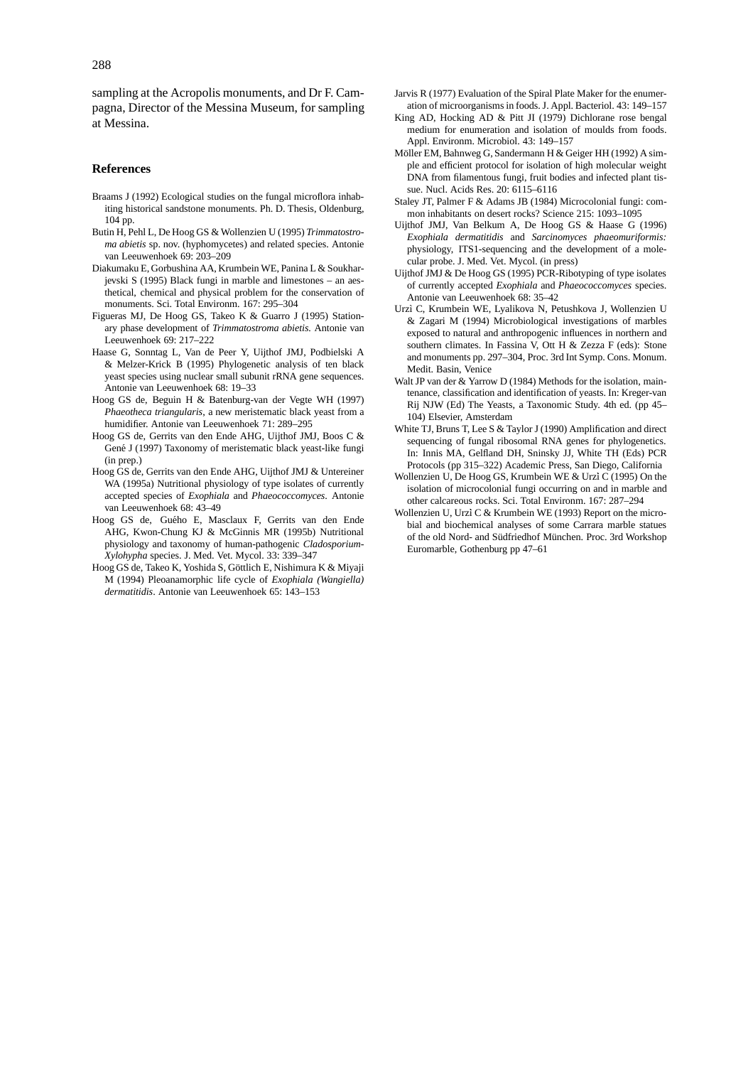sampling at the Acropolis monuments, and Dr F. Campagna, Director of the Messina Museum, for sampling at Messina.

## References

Braams J (1992) Ecological studies on the fungal microflora inhabiting historical sandstone monuments. Ph. D. Thesis, Oldenburg, 104 pp.

Butin H, Pehl L, De Hoog GS & Wollenzien U (1995) *Trimmatostroma abietis* sp. nov. (hyphomycetes) and related species. Antonie van Leeuwenhoek 69: 203–209

Diakumaku E, Gorbushina AA, Krumbein WE, Panina L & Soukharjevski S (1995) Black fungi in marble and limestones – an aesthetical, chemical and physical problem for the conservation of monuments. Sci. Total Environm. 167: 295–304

Figueras MJ, De Hoog GS, Takeo K & Guarro J (1995) Stationary phase development of *Trimmatostroma abietis.* Antonie van Leeuwenhoek 69: 217–222

Haase G, Sonntag L, Van de Peer Y, Uijthof JMJ, Podbielski A & Melzer-Krick B (1995) Phylogenetic analysis of ten black yeast species using nuclear small subunit rRNA gene sequences. Antonie van Leeuwenhoek 68: 19–33

Hoog GS de, Beguin H & Batenburg-van der Vegte WH (1997) *Phaeotheca triangularis*, a new meristematic black yeast from a humidifier. Antonie van Leeuwenhoek 71: 289–295

Hoog GS de, Gerrits van den Ende AHG, Uijthof JMJ, Boos C & Gené J (1997) Taxonomy of meristematic black yeast-like fungi (in prep.)

Hoog GS de, Gerrits van den Ende AHG, Uijthof JMJ & Untereiner WA (1995a) Nutritional physiology of type isolates of currently accepted species of *Exophiala* and *Phaeococcomyces*. Antonie van Leeuwenhoek 68: 43–49

Hoog GS de, Guého E, Masclaux F, Gerrits van den Ende AHG, Kwon-Chung KJ & McGinnis MR (1995b) Nutritional physiology and taxonomy of human-pathogenic *Cladosporium-Xylohypha* species. J. Med. Vet. Mycol. 33: 339–347

Hoog GS de, Takeo K, Yoshida S, Göttlich E, Nishimura K & Miyaji M (1994) Pleoanamorphic life cycle of *Exophiala (Wangiella) dermatitidis*. Antonie van Leeuwenhoek 65: 143–153

Jarvis R (1977) Evaluation of the Spiral Plate Maker for the enumeration of microorganisms in foods. J. Appl. Bacteriol. 43: 149–157

King AD, Hocking AD & Pitt JI (1979) Dichlorane rose bengal medium for enumeration and isolation of moulds from foods. Appl. Environm. Microbiol. 43: 149–157

Möller EM, Bahnweg G, Sandermann H & Geiger HH (1992) A simple and efficient protocol for isolation of high molecular weight DNA from filamentous fungi, fruit bodies and infected plant tissue. Nucl. Acids Res. 20: 6115–6116

Staley JT, Palmer F & Adams JB (1984) Microcolonial fungi: common inhabitants on desert rocks? Science 215: 1093–1095

Uijthof JMJ, Van Belkum A, De Hoog GS & Haase G (1996) *Exophiala dermatitidis* and *Sarcinomyces phaeomuriformis:* physiology, ITS1-sequencing and the development of a molecular probe. J. Med. Vet. Mycol. (in press)

Uijthof JMJ & De Hoog GS (1995) PCR-Ribotyping of type isolates of currently accepted *Exophiala* and *Phaeococcomyces* species. Antonie van Leeuwenhoek 68: 35–42

Urzì C, Krumbein WE, Lyalikova N, Petushkova J, Wollenzien U & Zagari M (1994) Microbiological investigations of marbles exposed to natural and anthropogenic influences in northern and southern climates. In Fassina V, Ott H & Zezza F (eds): Stone and monuments pp. 297–304, Proc. 3rd Int Symp. Cons. Monum. Medit. Basin, Venice

Walt JP van der & Yarrow D (1984) Methods for the isolation, maintenance, classification and identification of yeasts. In: Kreger-van Rij NJW (Ed) The Yeasts, a Taxonomic Study. 4th ed. (pp 45–104) Elsevier, Amsterdam

White TJ, Bruns T, Lee S & Taylor J (1990) Amplification and direct sequencing of fungal ribosomal RNA genes for phylogenetics. In: Innis MA, Gelfland DH, Sninsky JJ, White TH (Eds) PCR Protocols (pp 315–322) Academic Press, San Diego, California

Wollenzien U, De Hoog GS, Krumbein WE & Urzì C (1995) On the isolation of microcolonial fungi occurring on and in marble and other calcareous rocks. Sci. Total Environm. 167: 287–294

Wollenzien U, Urzì C & Krumbein WE (1993) Report on the microbial and biochemical analyses of some Carrara marble statues of the old Nord- and Südfriedhof München. Proc. 3rd Workshop Euromarble, Gothenburg pp 47–61